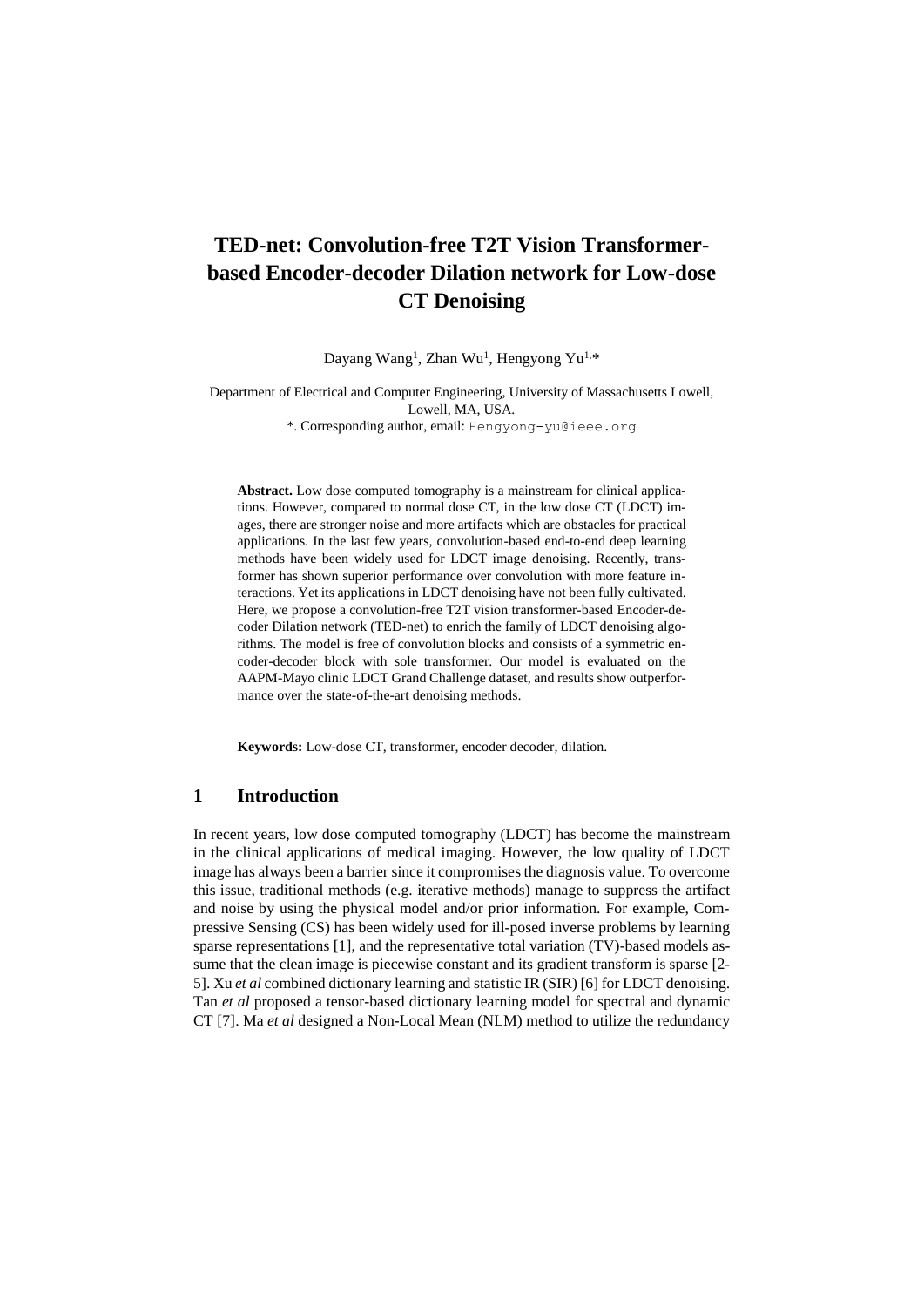# TED-net: Convolution-free T2T Vision Transformer-based Encoder-decoder Dilation network for Low-dose CT Denoising

Dayang Wang[1], Zhan Wu[1], Hengyong Yu[1,*]

Department of Electrical and Computer Engineering, University of Massachusetts Lowell, Lowell, MA, USA.
*. Corresponding author, email: Hengyong-yu@ieee.org

**Abstract.** Low dose computed tomography is a mainstream for clinical applications. However, compared to normal dose CT, in the low dose CT (LDCT) images, there are stronger noise and more artifacts which are obstacles for practical applications. In the last few years, convolution-based end-to-end deep learning methods have been widely used for LDCT image denoising. Recently, transformer has shown superior performance over convolution with more feature interactions. Yet its applications in LDCT denoising have not been fully cultivated. Here, we propose a convolution-free T2T vision transformer-based Encoder-decoder Dilation network (TED-net) to enrich the family of LDCT denoising algorithms. The model is free of convolution blocks and consists of a symmetric encoder-decoder block with sole transformer. Our model is evaluated on the AAPM-Mayo clinic LDCT Grand Challenge dataset, and results show outperformance over the state-of-the-art denoising methods.

**Keywords:** Low-dose CT, transformer, encoder decoder, dilation.

## 1 Introduction

In recent years, low dose computed tomography (LDCT) has become the mainstream in the clinical applications of medical imaging. However, the low quality of LDCT image has always been a barrier since it compromises the diagnosis value. To overcome this issue, traditional methods (e.g. iterative methods) manage to suppress the artifact and noise by using the physical model and/or prior information. For example, Compressive Sensing (CS) has been widely used for ill-posed inverse problems by learning sparse representations [1], and the representative total variation (TV)-based models assume that the clean image is piecewise constant and its gradient transform is sparse [2-5]. Xu *et al* combined dictionary learning and statistic IR (SIR) [6] for LDCT denoising. Tan *et al* proposed a tensor-based dictionary learning model for spectral and dynamic CT [7]. Ma *et al* designed a Non-Local Mean (NLM) method to utilize the redundancy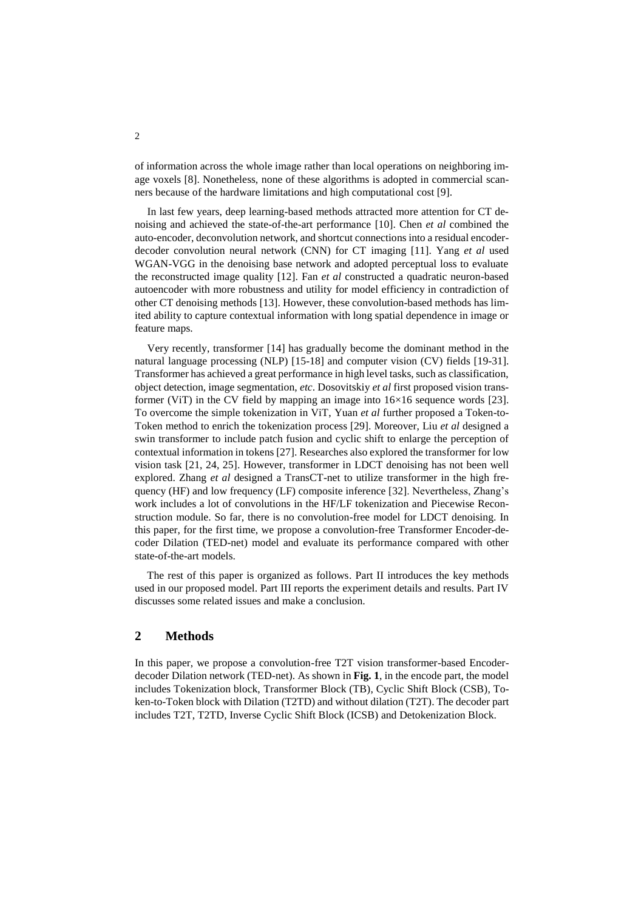of information across the whole image rather than local operations on neighboring image voxels [8]. Nonetheless, none of these algorithms is adopted in commercial scanners because of the hardware limitations and high computational cost [9].

In last few years, deep learning-based methods attracted more attention for CT denoising and achieved the state-of-the-art performance [10]. Chen *et al* combined the auto-encoder, deconvolution network, and shortcut connections into a residual encoder-decoder convolution neural network (CNN) for CT imaging [11]. Yang *et al* used WGAN-VGG in the denoising base network and adopted perceptual loss to evaluate the reconstructed image quality [12]. Fan *et al* constructed a quadratic neuron-based autoencoder with more robustness and utility for model efficiency in contradiction of other CT denoising methods [13]. However, these convolution-based methods has limited ability to capture contextual information with long spatial dependence in image or feature maps.

Very recently, transformer [14] has gradually become the dominant method in the natural language processing (NLP) [15-18] and computer vision (CV) fields [19-31]. Transformer has achieved a great performance in high level tasks, such as classification, object detection, image segmentation, *etc*. Dosovitskiy *et al* first proposed vision transformer (ViT) in the CV field by mapping an image into 16×16 sequence words [23]. To overcome the simple tokenization in ViT, Yuan *et al* further proposed a Token-to-Token method to enrich the tokenization process [29]. Moreover, Liu *et al* designed a swin transformer to include patch fusion and cyclic shift to enlarge the perception of contextual information in tokens [27]. Researches also explored the transformer for low vision task [21, 24, 25]. However, transformer in LDCT denoising has not been well explored. Zhang *et al* designed a TransCT-net to utilize transformer in the high frequency (HF) and low frequency (LF) composite inference [32]. Nevertheless, Zhang's work includes a lot of convolutions in the HF/LF tokenization and Piecewise Reconstruction module. So far, there is no convolution-free model for LDCT denoising. In this paper, for the first time, we propose a convolution-free Transformer Encoder-decoder Dilation (TED-net) model and evaluate its performance compared with other state-of-the-art models.

The rest of this paper is organized as follows. Part II introduces the key methods used in our proposed model. Part III reports the experiment details and results. Part IV discusses some related issues and make a conclusion.

## 2 Methods

In this paper, we propose a convolution-free T2T vision transformer-based Encoder-decoder Dilation network (TED-net). As shown in **Fig. 1**, in the encode part, the model includes Tokenization block, Transformer Block (TB), Cyclic Shift Block (CSB), Token-to-Token block with Dilation (T2TD) and without dilation (T2T). The decoder part includes T2T, T2TD, Inverse Cyclic Shift Block (ICSB) and Detokenization Block.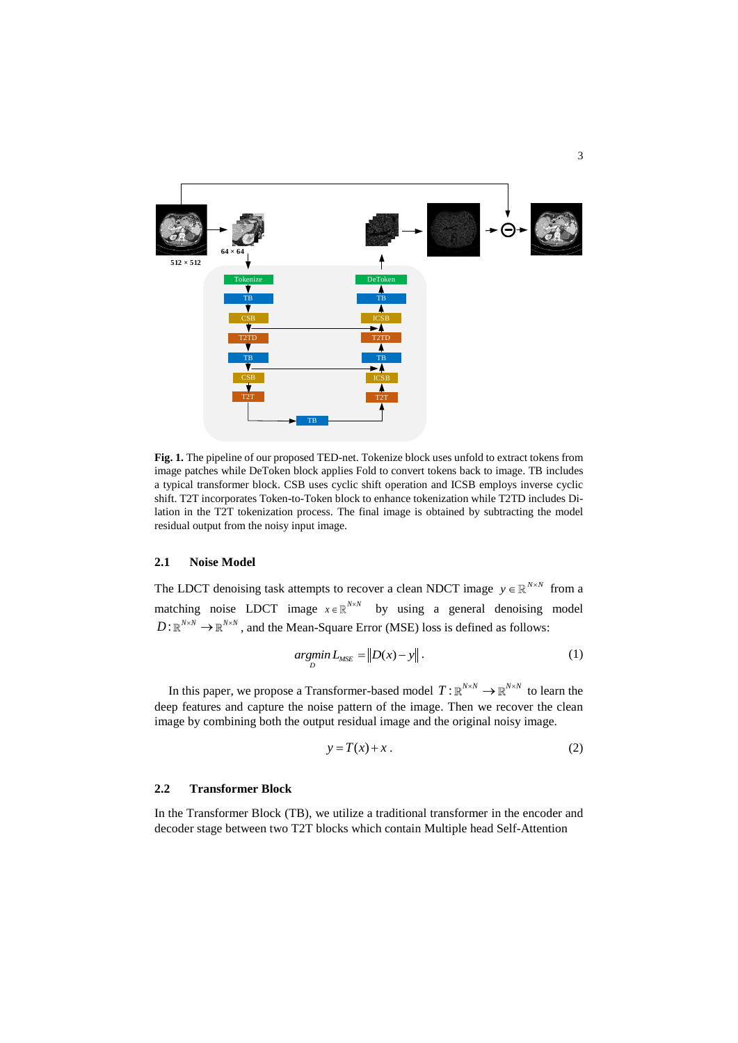**Fig. 1.** The pipeline of our proposed TED-net. Tokenize block uses unfold to extract tokens from image patches while DeToken block applies Fold to convert tokens back to image. TB includes a typical transformer block. CSB uses cyclic shift operation and ICSB employs inverse cyclic shift. T2T incorporates Token-to-Token block to enhance tokenization while T2TD includes Dilation in the T2T tokenization process. The final image is obtained by subtracting the model residual output from the noisy input image.

### 2.1 Noise Model

The LDCT denoising task attempts to recover a clean NDCT image $y \in \mathbb{R}^{N \times N}$ from a matching noise LDCT image $x \in \mathbb{R}^{N \times N}$ by using a general denoising model $D: \mathbb{R}^{N \times N} \rightarrow \mathbb{R}^{N \times N}$, and the Mean-Square Error (MSE) loss is defined as follows:

$$\underset{D}{argmin}\, L_{MSE} = \left\| D(x) - y \right\|. \tag{1}$$

In this paper, we propose a Transformer-based model $T: \mathbb{R}^{N \times N} \rightarrow \mathbb{R}^{N \times N}$ to learn the deep features and capture the noise pattern of the image. Then we recover the clean image by combining both the output residual image and the original noisy image.

$$y = T(x) + x. \tag{2}$$

### 2.2 Transformer Block

In the Transformer Block (TB), we utilize a traditional transformer in the encoder and decoder stage between two T2T blocks which contain Multiple head Self-Attention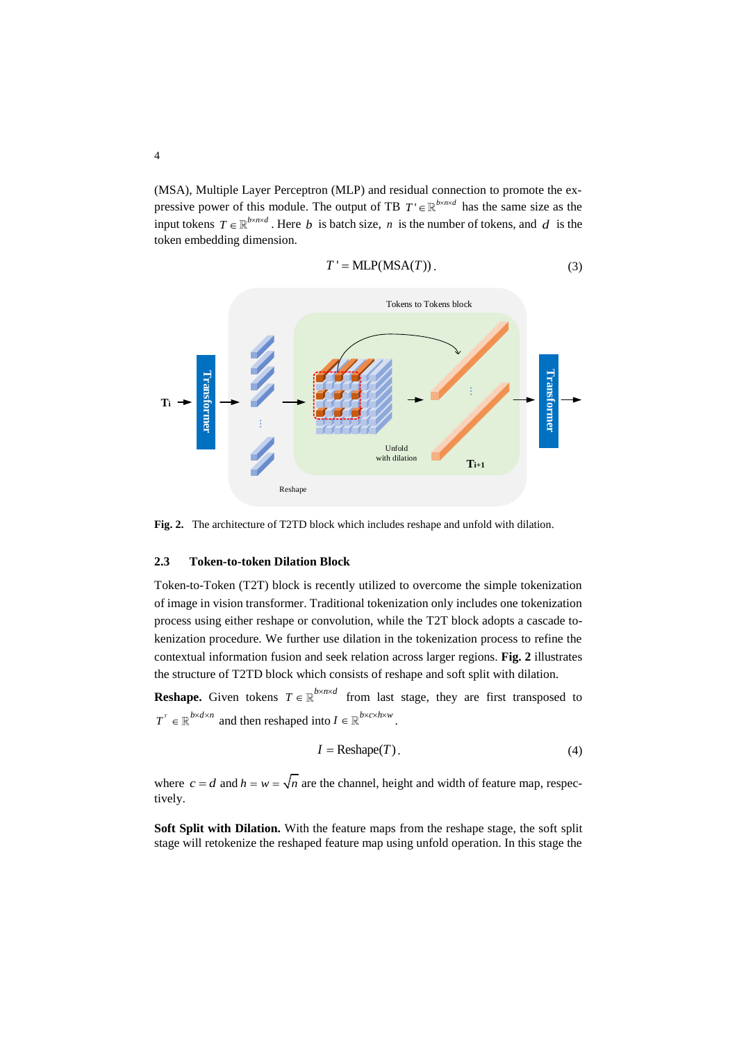(MSA), Multiple Layer Perceptron (MLP) and residual connection to promote the expressive power of this module. The output of TB $T' \in \mathbb{R}^{b \times n \times d}$ has the same size as the input tokens $T \in \mathbb{R}^{b \times n \times d}$. Here $b$ is batch size, $n$ is the number of tokens, and $d$ is the token embedding dimension.

$$T' = \text{MLP}(\text{MSA}(T)). \tag{3}$$

**Fig. 2.** The architecture of T2TD block which includes reshape and unfold with dilation.

### 2.3 Token-to-token Dilation Block

Token-to-Token (T2T) block is recently utilized to overcome the simple tokenization of image in vision transformer. Traditional tokenization only includes one tokenization process using either reshape or convolution, while the T2T block adopts a cascade tokenization procedure. We further use dilation in the tokenization process to refine the contextual information fusion and seek relation across larger regions. **Fig. 2** illustrates the structure of T2TD block which consists of reshape and soft split with dilation.

**Reshape.** Given tokens $T \in \mathbb{R}^{b \times n \times d}$ from last stage, they are first transposed to $T^T \in \mathbb{R}^{b \times d \times n}$ and then reshaped into $I \in \mathbb{R}^{b \times c \times h \times w}$.

$$I = \text{Reshape}(T). \tag{4}$$

where $c = d$ and $h = w = \sqrt{n}$ are the channel, height and width of feature map, respectively.

**Soft Split with Dilation.** With the feature maps from the reshape stage, the soft split stage will retokenize the reshaped feature map using unfold operation. In this stage the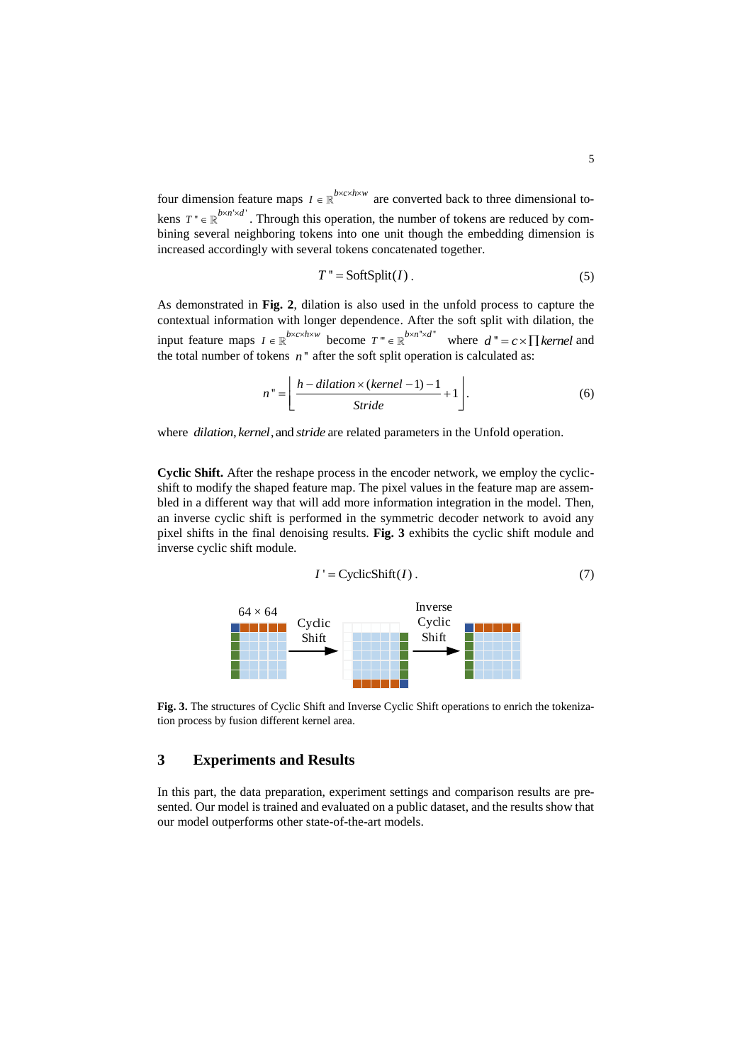four dimension feature maps $I \in \mathbb{R}^{b \times c \times h \times w}$ are converted back to three dimensional tokens $T'' \in \mathbb{R}^{b \times n' \times d'}$. Through this operation, the number of tokens are reduced by combining several neighboring tokens into one unit though the embedding dimension is increased accordingly with several tokens concatenated together.

$$T'' = \text{SoftSplit}(I)\ . \tag{5}$$

As demonstrated in **Fig. 2**, dilation is also used in the unfold process to capture the contextual information with longer dependence. After the soft split with dilation, the input feature maps $I \in \mathbb{R}^{b \times c \times h \times w}$ become $T''' \in \mathbb{R}^{b \times n'' \times d''}$ where $d'' = c \times \prod kernel$ and the total number of tokens $n''$ after the soft split operation is calculated as:

$$n'' = \left\lfloor \frac{h - dilation \times (kernel - 1) - 1}{Stride} + 1 \right\rfloor . \tag{6}$$

where $dilation$, $kernel$, and $stride$ are related parameters in the Unfold operation.

**Cyclic Shift.** After the reshape process in the encoder network, we employ the cyclic-shift to modify the shaped feature map. The pixel values in the feature map are assembled in a different way that will add more information integration in the model. Then, an inverse cyclic shift is performed in the symmetric decoder network to avoid any pixel shifts in the final denoising results. **Fig. 3** exhibits the cyclic shift module and inverse cyclic shift module.

$$I' = \text{CyclicShift}(I)\ . \tag{7}$$

**Fig. 3.** The structures of Cyclic Shift and Inverse Cyclic Shift operations to enrich the tokenization process by fusion different kernel area.

## 3 Experiments and Results

In this part, the data preparation, experiment settings and comparison results are presented. Our model is trained and evaluated on a public dataset, and the results show that our model outperforms other state-of-the-art models.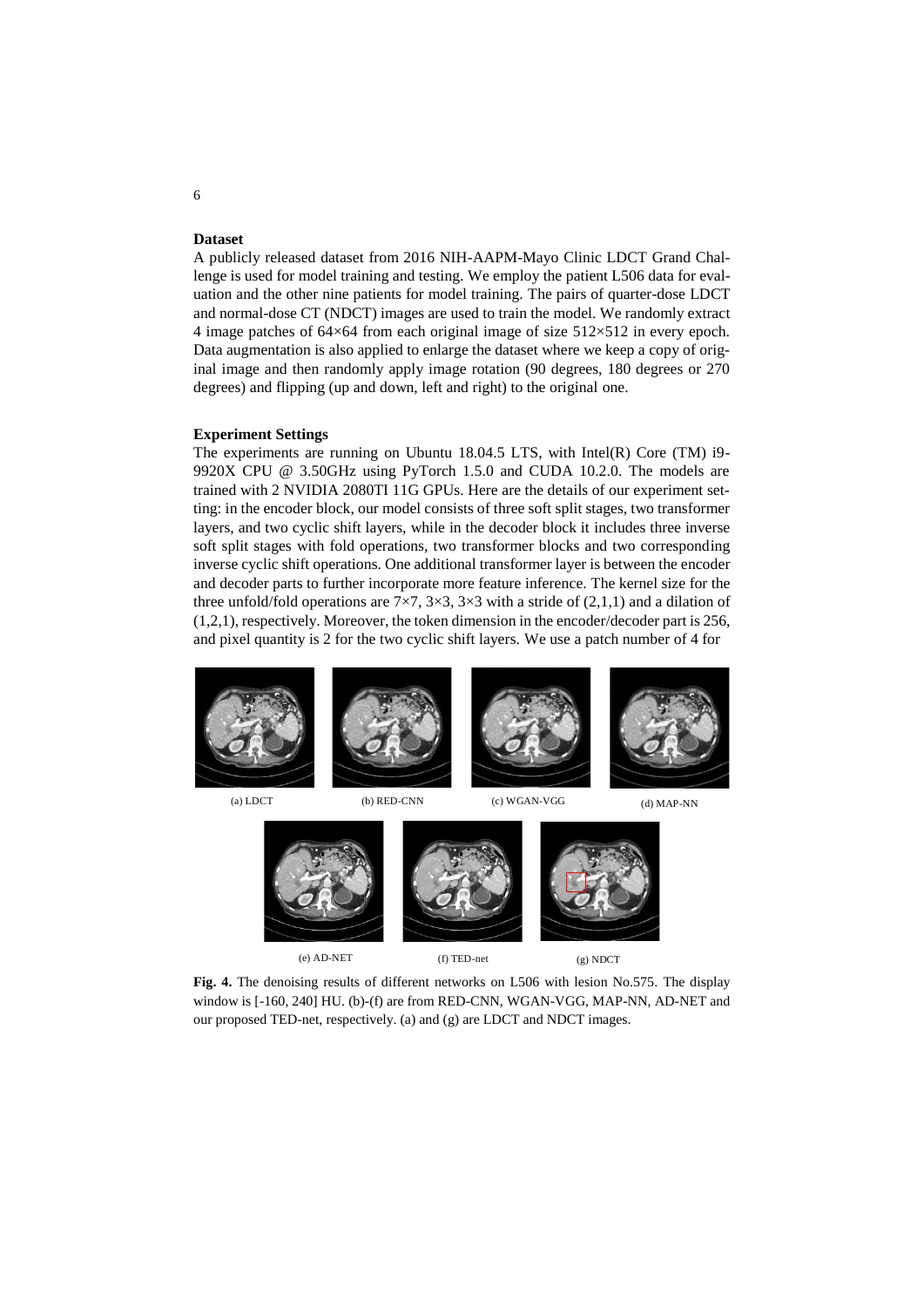**Dataset**

A publicly released dataset from 2016 NIH-AAPM-Mayo Clinic LDCT Grand Challenge is used for model training and testing. We employ the patient L506 data for evaluation and the other nine patients for model training. The pairs of quarter-dose LDCT and normal-dose CT (NDCT) images are used to train the model. We randomly extract 4 image patches of 64×64 from each original image of size 512×512 in every epoch. Data augmentation is also applied to enlarge the dataset where we keep a copy of original image and then randomly apply image rotation (90 degrees, 180 degrees or 270 degrees) and flipping (up and down, left and right) to the original one.

**Experiment Settings**

The experiments are running on Ubuntu 18.04.5 LTS, with Intel(R) Core (TM) i9-9920X CPU @ 3.50GHz using PyTorch 1.5.0 and CUDA 10.2.0. The models are trained with 2 NVIDIA 2080TI 11G GPUs. Here are the details of our experiment setting: in the encoder block, our model consists of three soft split stages, two transformer layers, and two cyclic shift layers, while in the decoder block it includes three inverse soft split stages with fold operations, two transformer blocks and two corresponding inverse cyclic shift operations. One additional transformer layer is between the encoder and decoder parts to further incorporate more feature inference. The kernel size for the three unfold/fold operations are 7×7, 3×3, 3×3 with a stride of (2,1,1) and a dilation of (1,2,1), respectively. Moreover, the token dimension in the encoder/decoder part is 256, and pixel quantity is 2 for the two cyclic shift layers. We use a patch number of 4 for

(a) LDCT (b) RED-CNN (c) WGAN-VGG (d) MAP-NN

(e) AD-NET (f) TED-net (g) NDCT

**Fig. 4.** The denoising results of different networks on L506 with lesion No.575. The display window is [-160, 240] HU. (b)-(f) are from RED-CNN, WGAN-VGG, MAP-NN, AD-NET and our proposed TED-net, respectively. (a) and (g) are LDCT and NDCT images.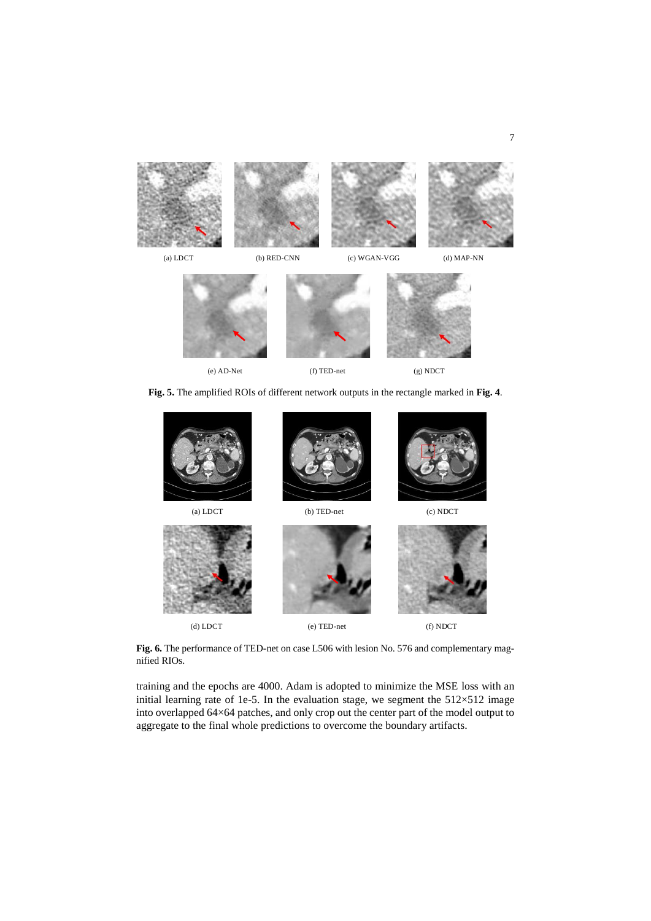(a) LDCT (b) RED-CNN (c) WGAN-VGG (d) MAP-NN

(e) AD-Net (f) TED-net (g) NDCT

**Fig. 5.** The amplified ROIs of different network outputs in the rectangle marked in **Fig. 4**.

(a) LDCT (b) TED-net (c) NDCT

(d) LDCT (e) TED-net (f) NDCT

**Fig. 6.** The performance of TED-net on case L506 with lesion No. 576 and complementary magnified RIOs.

training and the epochs are 4000. Adam is adopted to minimize the MSE loss with an initial learning rate of 1e-5. In the evaluation stage, we segment the 512×512 image into overlapped 64×64 patches, and only crop out the center part of the model output to aggregate to the final whole predictions to overcome the boundary artifacts.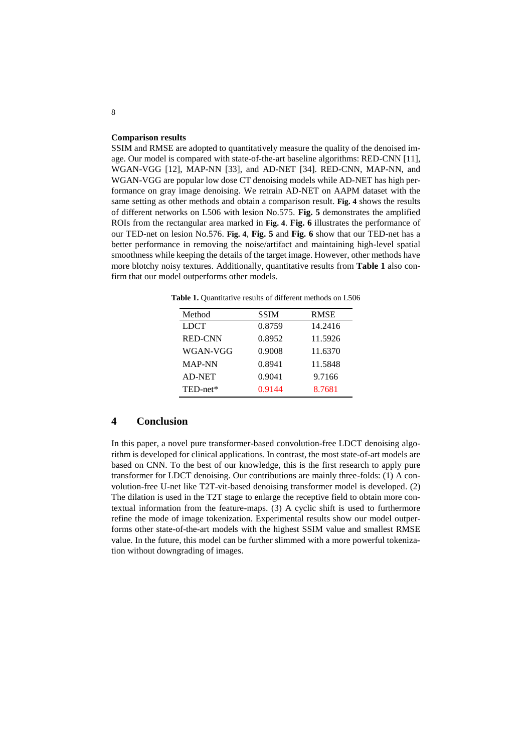**Comparison results**

SSIM and RMSE are adopted to quantitatively measure the quality of the denoised image. Our model is compared with state-of-the-art baseline algorithms: RED-CNN [11], WGAN-VGG [12], MAP-NN [33], and AD-NET [34]. RED-CNN, MAP-NN, and WGAN-VGG are popular low dose CT denoising models while AD-NET has high performance on gray image denoising. We retrain AD-NET on AAPM dataset with the same setting as other methods and obtain a comparison result. **Fig. 4** shows the results of different networks on L506 with lesion No.575. **Fig. 5** demonstrates the amplified ROIs from the rectangular area marked in **Fig. 4**. **Fig. 6** illustrates the performance of our TED-net on lesion No.576. **Fig. 4**, **Fig. 5** and **Fig. 6** show that our TED-net has a better performance in removing the noise/artifact and maintaining high-level spatial smoothness while keeping the details of the target image. However, other methods have more blotchy noisy textures. Additionally, quantitative results from **Table 1** also confirm that our model outperforms other models.

**Table 1.** Quantitative results of different methods on L506

| Method | SSIM | RMSE |
|---|---|---|
| LDCT | 0.8759 | 14.2416 |
| RED-CNN | 0.8952 | 11.5926 |
| WGAN-VGG | 0.9008 | 11.6370 |
| MAP-NN | 0.8941 | 11.5848 |
| AD-NET | 0.9041 | 9.7166 |
| TED-net* | 0.9144 | 8.7681 |

## 4 Conclusion

In this paper, a novel pure transformer-based convolution-free LDCT denoising algorithm is developed for clinical applications. In contrast, the most state-of-art models are based on CNN. To the best of our knowledge, this is the first research to apply pure transformer for LDCT denoising. Our contributions are mainly three-folds: (1) A convolution-free U-net like T2T-vit-based denoising transformer model is developed. (2) The dilation is used in the T2T stage to enlarge the receptive field to obtain more contextual information from the feature-maps. (3) A cyclic shift is used to furthermore refine the mode of image tokenization. Experimental results show our model outperforms other state-of-the-art models with the highest SSIM value and smallest RMSE value. In the future, this model can be further slimmed with a more powerful tokenization without downgrading of images.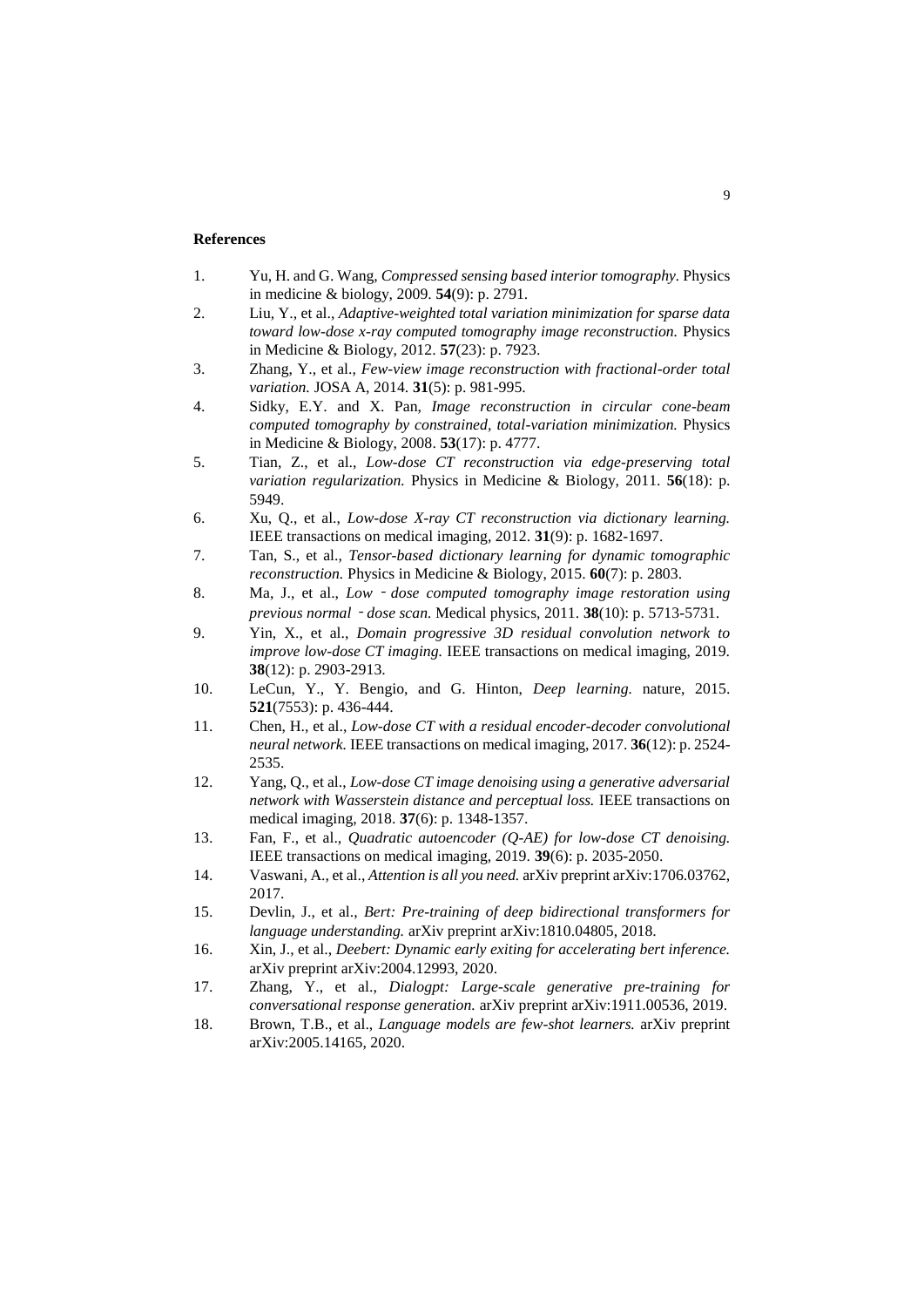**References**

1. Yu, H. and G. Wang, *Compressed sensing based interior tomography.* Physics in medicine & biology, 2009. **54**(9): p. 2791.
2. Liu, Y., et al., *Adaptive-weighted total variation minimization for sparse data toward low-dose x-ray computed tomography image reconstruction.* Physics in Medicine & Biology, 2012. **57**(23): p. 7923.
3. Zhang, Y., et al., *Few-view image reconstruction with fractional-order total variation.* JOSA A, 2014. **31**(5): p. 981-995.
4. Sidky, E.Y. and X. Pan, *Image reconstruction in circular cone-beam computed tomography by constrained, total-variation minimization.* Physics in Medicine & Biology, 2008. **53**(17): p. 4777.
5. Tian, Z., et al., *Low-dose CT reconstruction via edge-preserving total variation regularization.* Physics in Medicine & Biology, 2011. **56**(18): p. 5949.
6. Xu, Q., et al., *Low-dose X-ray CT reconstruction via dictionary learning.* IEEE transactions on medical imaging, 2012. **31**(9): p. 1682-1697.
7. Tan, S., et al., *Tensor-based dictionary learning for dynamic tomographic reconstruction.* Physics in Medicine & Biology, 2015. **60**(7): p. 2803.
8. Ma, J., et al., *Low‐dose computed tomography image restoration using previous normal‐dose scan.* Medical physics, 2011. **38**(10): p. 5713-5731.
9. Yin, X., et al., *Domain progressive 3D residual convolution network to improve low-dose CT imaging.* IEEE transactions on medical imaging, 2019. **38**(12): p. 2903-2913.
10. LeCun, Y., Y. Bengio, and G. Hinton, *Deep learning.* nature, 2015. **521**(7553): p. 436-444.
11. Chen, H., et al., *Low-dose CT with a residual encoder-decoder convolutional neural network.* IEEE transactions on medical imaging, 2017. **36**(12): p. 2524-2535.
12. Yang, Q., et al., *Low-dose CT image denoising using a generative adversarial network with Wasserstein distance and perceptual loss.* IEEE transactions on medical imaging, 2018. **37**(6): p. 1348-1357.
13. Fan, F., et al., *Quadratic autoencoder (Q-AE) for low-dose CT denoising.* IEEE transactions on medical imaging, 2019. **39**(6): p. 2035-2050.
14. Vaswani, A., et al., *Attention is all you need.* arXiv preprint arXiv:1706.03762, 2017.
15. Devlin, J., et al., *Bert: Pre-training of deep bidirectional transformers for language understanding.* arXiv preprint arXiv:1810.04805, 2018.
16. Xin, J., et al., *Deebert: Dynamic early exiting for accelerating bert inference.* arXiv preprint arXiv:2004.12993, 2020.
17. Zhang, Y., et al., *Dialogpt: Large-scale generative pre-training for conversational response generation.* arXiv preprint arXiv:1911.00536, 2019.
18. Brown, T.B., et al., *Language models are few-shot learners.* arXiv preprint arXiv:2005.14165, 2020.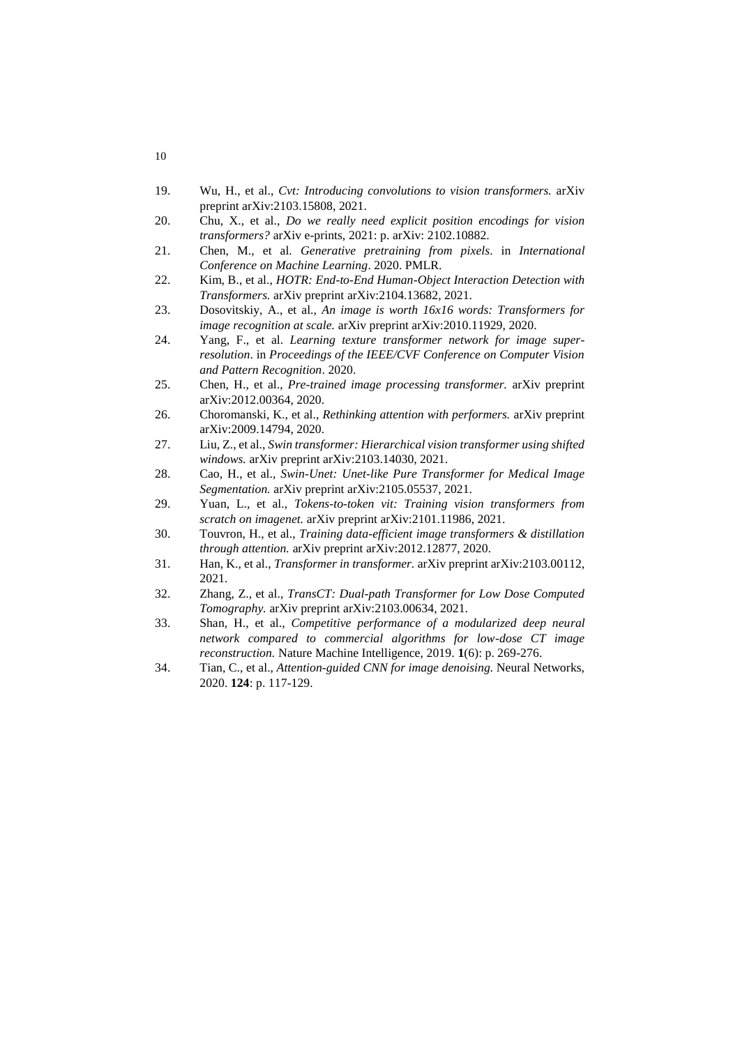19. Wu, H., et al., *Cvt: Introducing convolutions to vision transformers.* arXiv preprint arXiv:2103.15808, 2021.
20. Chu, X., et al., *Do we really need explicit position encodings for vision transformers?* arXiv e-prints, 2021: p. arXiv: 2102.10882.
21. Chen, M., et al. *Generative pretraining from pixels*. in *International Conference on Machine Learning*. 2020. PMLR.
22. Kim, B., et al., *HOTR: End-to-End Human-Object Interaction Detection with Transformers.* arXiv preprint arXiv:2104.13682, 2021.
23. Dosovitskiy, A., et al., *An image is worth 16x16 words: Transformers for image recognition at scale.* arXiv preprint arXiv:2010.11929, 2020.
24. Yang, F., et al. *Learning texture transformer network for image super-resolution*. in *Proceedings of the IEEE/CVF Conference on Computer Vision and Pattern Recognition*. 2020.
25. Chen, H., et al., *Pre-trained image processing transformer.* arXiv preprint arXiv:2012.00364, 2020.
26. Choromanski, K., et al., *Rethinking attention with performers.* arXiv preprint arXiv:2009.14794, 2020.
27. Liu, Z., et al., *Swin transformer: Hierarchical vision transformer using shifted windows.* arXiv preprint arXiv:2103.14030, 2021.
28. Cao, H., et al., *Swin-Unet: Unet-like Pure Transformer for Medical Image Segmentation.* arXiv preprint arXiv:2105.05537, 2021.
29. Yuan, L., et al., *Tokens-to-token vit: Training vision transformers from scratch on imagenet.* arXiv preprint arXiv:2101.11986, 2021.
30. Touvron, H., et al., *Training data-efficient image transformers & distillation through attention.* arXiv preprint arXiv:2012.12877, 2020.
31. Han, K., et al., *Transformer in transformer.* arXiv preprint arXiv:2103.00112, 2021.
32. Zhang, Z., et al., *TransCT: Dual-path Transformer for Low Dose Computed Tomography.* arXiv preprint arXiv:2103.00634, 2021.
33. Shan, H., et al., *Competitive performance of a modularized deep neural network compared to commercial algorithms for low-dose CT image reconstruction.* Nature Machine Intelligence, 2019. **1**(6): p. 269-276.
34. Tian, C., et al., *Attention-guided CNN for image denoising.* Neural Networks, 2020. **124**: p. 117-129.